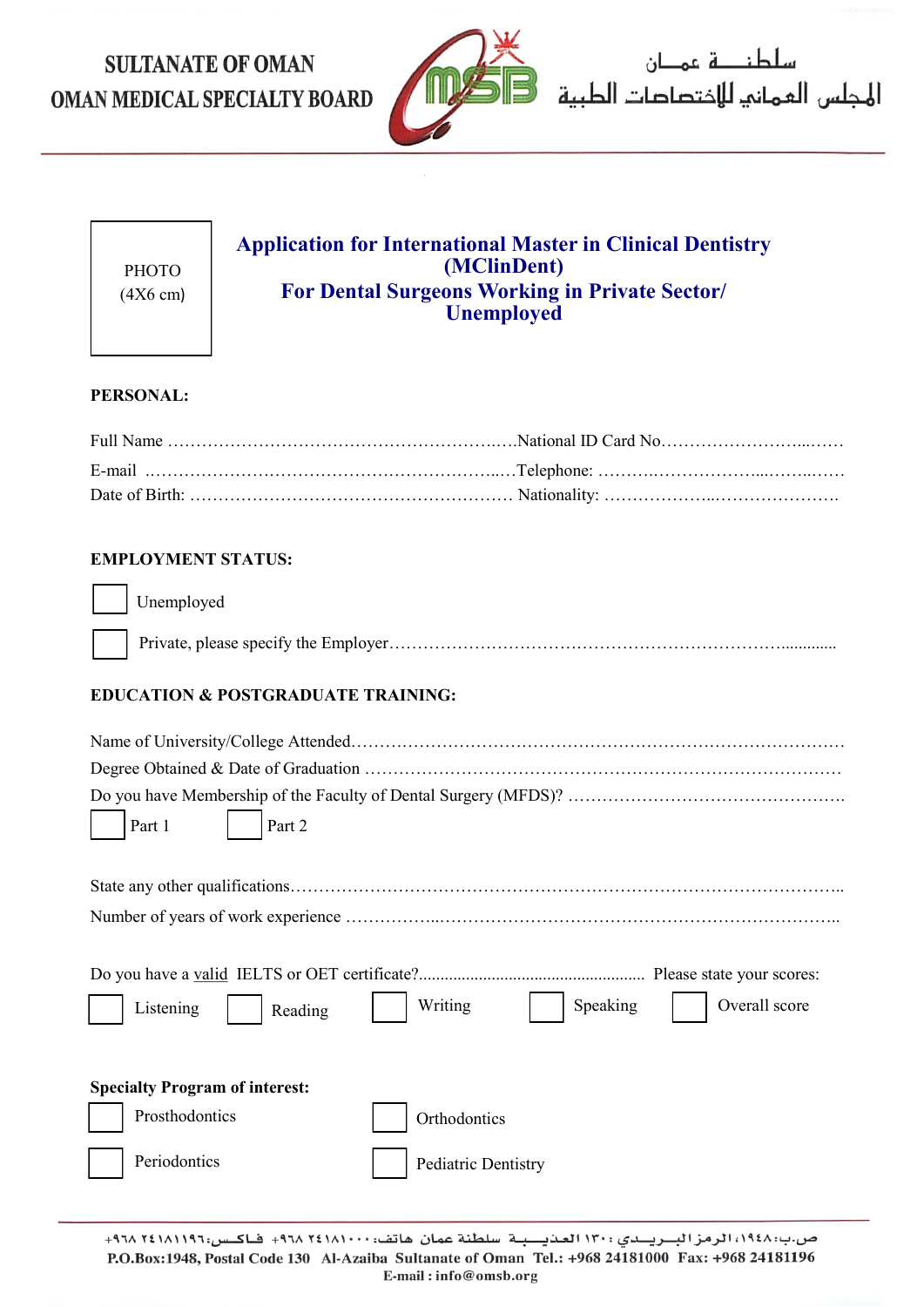SULTANATE OF OMAN

OMAN MEDICAL SPECIALTY BOARD

سلطنة عمان

المجلس العماني للاختصاصات الطبية

PHOTO (4X6 cm)

# Application for International Master in Clinical Dentistry (MClinDent)
# For Dental Surgeons Working in Private Sector/ Unemployed

**PERSONAL:**

Full Name ………………………………………………………….National ID Card No…………………………..……

E-mail ………………………………………………………….Telephone: ……………………………………………

Date of Birth: ………………………………………………… Nationality: ………………………………………

**EMPLOYMENT STATUS:**

☐ Unemployed

☐ Private, please specify the Employer………………………………………………………………………..............

**EDUCATION & POSTGRADUATE TRAINING:**

Name of University/College Attended………………………………………………………………………………

Degree Obtained & Date of Graduation ……………………………………………………………………………

Do you have Membership of the Faculty of Dental Surgery (MFDS)? ………………………………………………

☐ Part 1 ☐ Part 2

State any other qualifications…………………………………………………………………………………………..

Number of years of work experience ………………..…………………………………………………………………..

Do you have a valid IELTS or OET certificate?..................................................... Please state your scores:

☐ Listening ☐ Reading ☐ Writing ☐ Speaking ☐ Overall score

**Specialty Program of interest:**

☐ Prosthodontics ☐ Orthodontics

☐ Periodontics ☐ Pediatric Dentistry

ص.ب:١٩٤٨، الرمز البريدي: ١٣٠ العذيبة سلطنة عمان هاتف: ٢٤١٨١٠٠٠ ٩٦٨+ فاكس: ٢٤١٨١١٩٦ ٩٦٨+

P.O.Box:1948, Postal Code 130 Al-Azaiba Sultanate of Oman Tel.: +968 24181000 Fax: +968 24181196

E-mail : info@omsb.org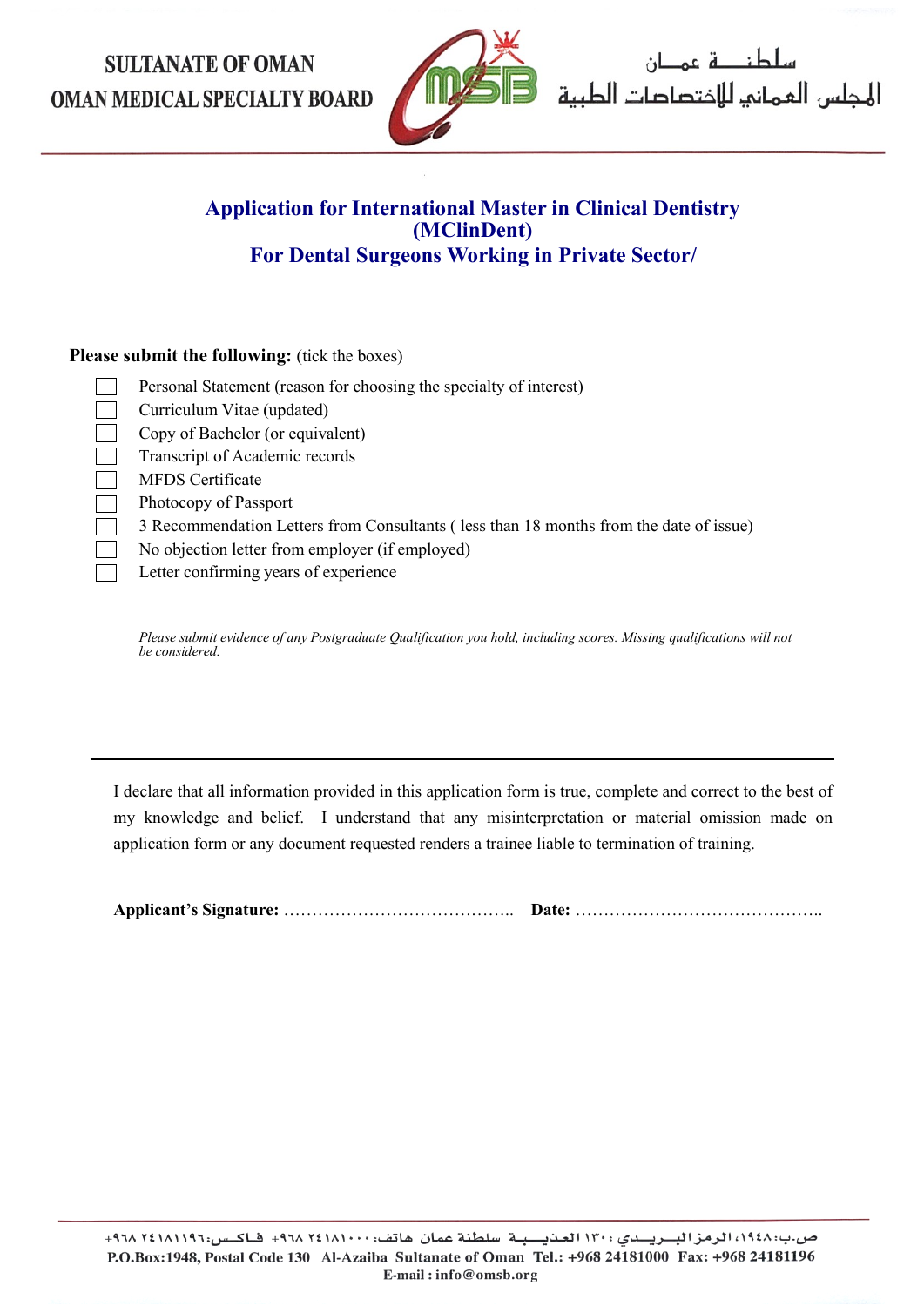SULTANATE OF OMAN
OMAN MEDICAL SPECIALTY BOARD

سلطنة عمان
المجلس العماني للاختصاصات الطبية

## Application for International Master in Clinical Dentistry (MClinDent)
## For Dental Surgeons Working in Private Sector/

**Please submit the following:** (tick the boxes)

- ☐ Personal Statement (reason for choosing the specialty of interest)
- ☐ Curriculum Vitae (updated)
- ☐ Copy of Bachelor (or equivalent)
- ☐ Transcript of Academic records
- ☐ MFDS Certificate
- ☐ Photocopy of Passport
- ☐ 3 Recommendation Letters from Consultants ( less than 18 months from the date of issue)
- ☐ No objection letter from employer (if employed)
- ☐ Letter confirming years of experience

*Please submit evidence of any Postgraduate Qualification you hold, including scores. Missing qualifications will not be considered.*

---

I declare that all information provided in this application form is true, complete and correct to the best of my knowledge and belief. I understand that any misinterpretation or material omission made on application form or any document requested renders a trainee liable to termination of training.

**Applicant's Signature:** ………………………………….. **Date:** ……………………………………..

ص.ب:١٩٤٨، الرمز البريدي: ١٣٠ العذيبة سلطنة عمان هاتف: ٢٤١٨١٠٠٠ ٩٦٨+ فاكس: ٢٤١٨١١٩٦ ٩٦٨+

P.O.Box:1948, Postal Code 130 Al-Azaiba Sultanate of Oman Tel.: +968 24181000 Fax: +968 24181196
E-mail : info@omsb.org